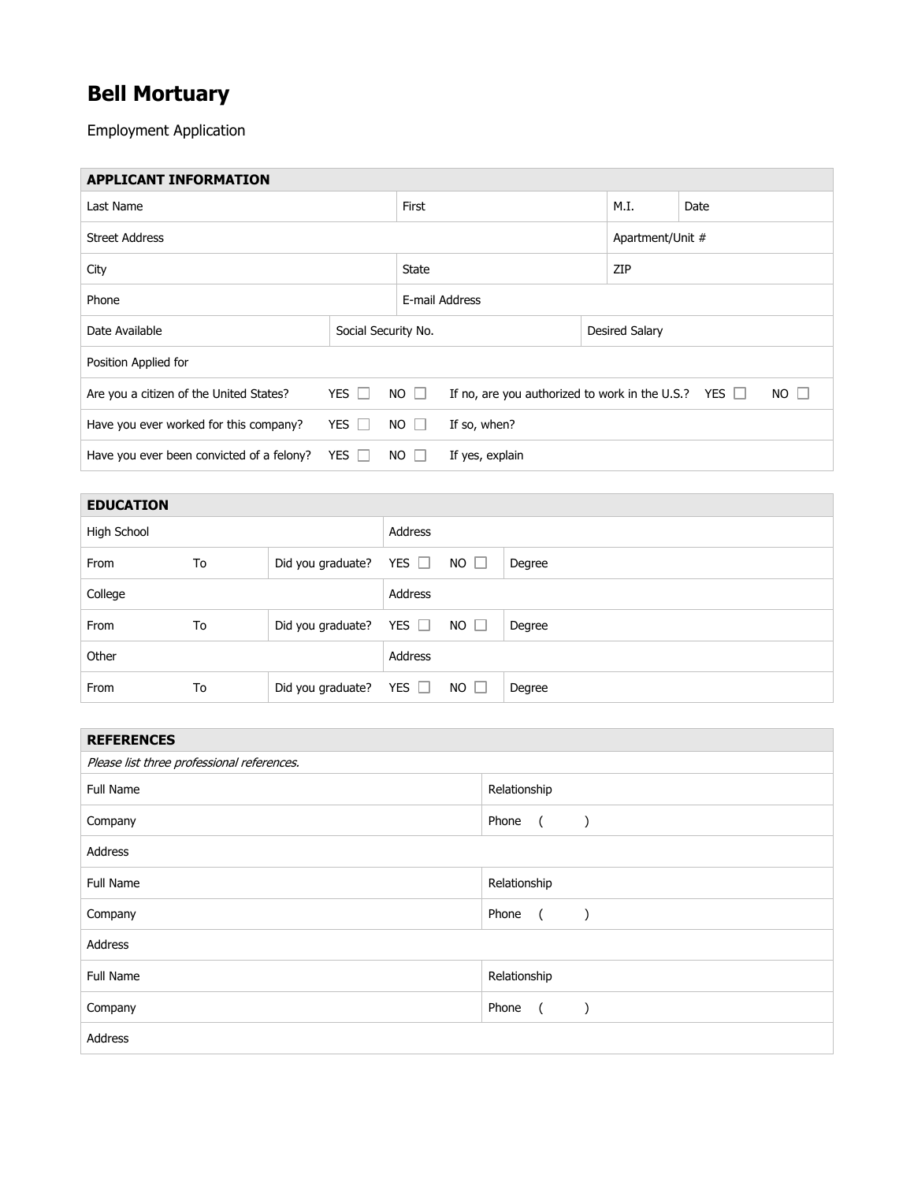# Bell Mortuary

Employment Application

## APPLICANT INFORMATION

| Last Name | First | M.I. | Date |
|---|---|---|---|
| Street Address | | Apartment/Unit # | |
| City | State | ZIP | |
| Phone | E-mail Address | | |

| Date Available | Social Security No. | Desired Salary |
|---|---|---|
| Position Applied for | | |

| | | | |
|---|---|---|---|
| Are you a citizen of the United States? | YES ☐ NO ☐ | If no, are you authorized to work in the U.S.? | YES ☐ NO ☐ |
| Have you ever worked for this company? | YES ☐ NO ☐ | If so, when? | |
| Have you ever been convicted of a felony? | YES ☐ NO ☐ | If yes, explain | |

## EDUCATION

| | | | | |
|---|---|---|---|---|
| High School | | | Address | |
| From | To | Did you graduate? | YES ☐ NO ☐ | Degree |
| College | | | Address | |
| From | To | Did you graduate? | YES ☐ NO ☐ | Degree |
| Other | | | Address | |
| From | To | Did you graduate? | YES ☐ NO ☐ | Degree |

## REFERENCES

*Please list three professional references.*

| | |
|---|---|
| Full Name | Relationship |
| Company | Phone ( ) |
| Address | |
| Full Name | Relationship |
| Company | Phone ( ) |
| Address | |
| Full Name | Relationship |
| Company | Phone ( ) |
| Address | |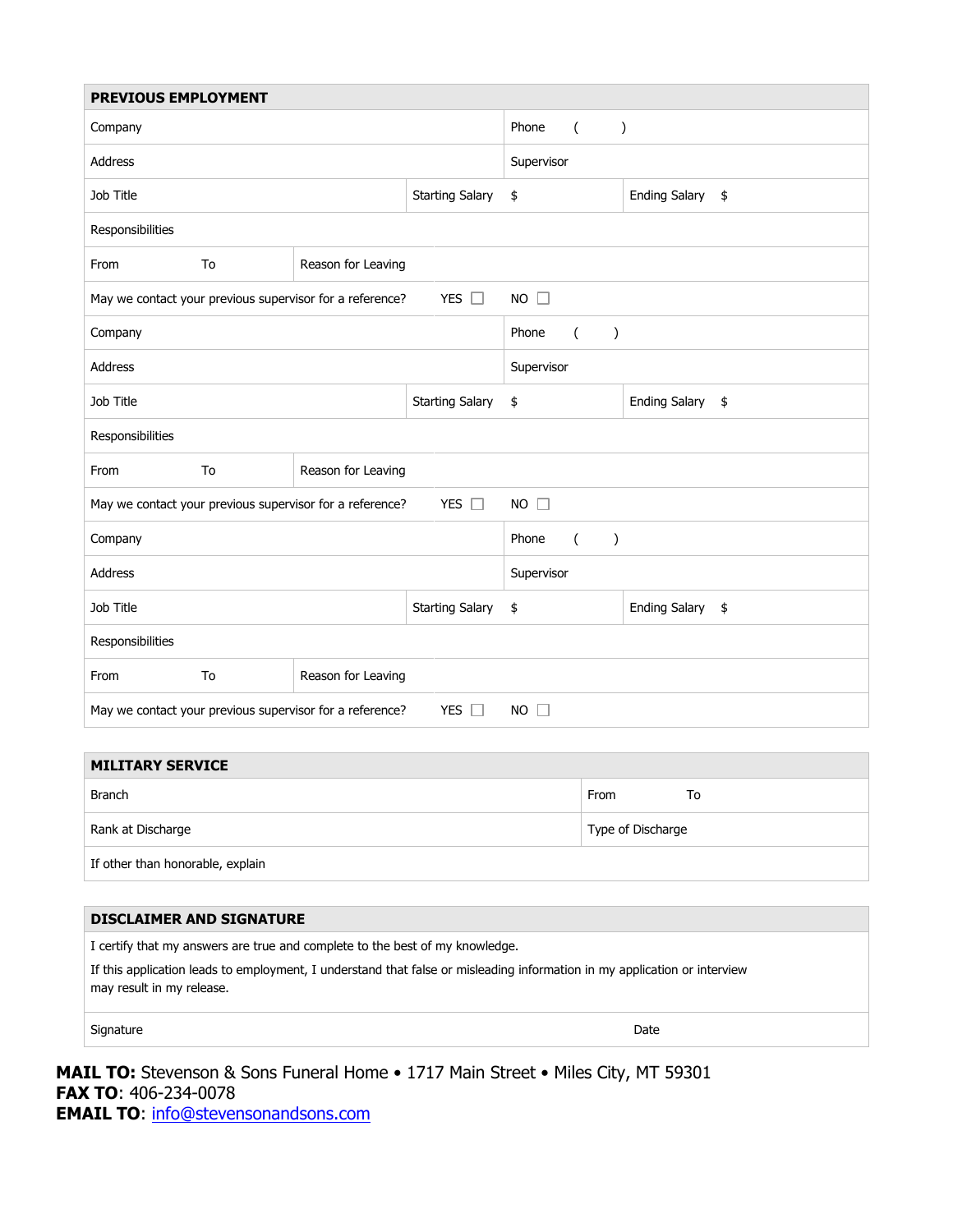| PREVIOUS EMPLOYMENT | | | | | |
|---|---|---|---|---|---|
| Company | | | Phone ( ) | | |
| Address | | | Supervisor | | |
| Job Title | | Starting Salary | $ | Ending Salary | $ |
| Responsibilities | | | | | |
| From | To | Reason for Leaving | | | |
| May we contact your previous supervisor for a reference? | | YES ☐ | NO ☐ | | |
| Company | | | Phone ( ) | | |
| Address | | | Supervisor | | |
| Job Title | | Starting Salary | $ | Ending Salary | $ |
| Responsibilities | | | | | |
| From | To | Reason for Leaving | | | |
| May we contact your previous supervisor for a reference? | | YES ☐ | NO ☐ | | |
| Company | | | Phone ( ) | | |
| Address | | | Supervisor | | |
| Job Title | | Starting Salary | $ | Ending Salary | $ |
| Responsibilities | | | | | |
| From | To | Reason for Leaving | | | |
| May we contact your previous supervisor for a reference? | | YES ☐ | NO ☐ | | |

| MILITARY SERVICE | |
|---|---|
| Branch | From To |
| Rank at Discharge | Type of Discharge |
| If other than honorable, explain | |

| DISCLAIMER AND SIGNATURE | |
|---|---|
| I certify that my answers are true and complete to the best of my knowledge.<br>If this application leads to employment, I understand that false or misleading information in my application or interview may result in my release. | |
| Signature | Date |

**MAIL TO:** Stevenson & Sons Funeral Home • 1717 Main Street • Miles City, MT 59301
**FAX TO**: 406-234-0078
**EMAIL TO**: info@stevensonandsons.com